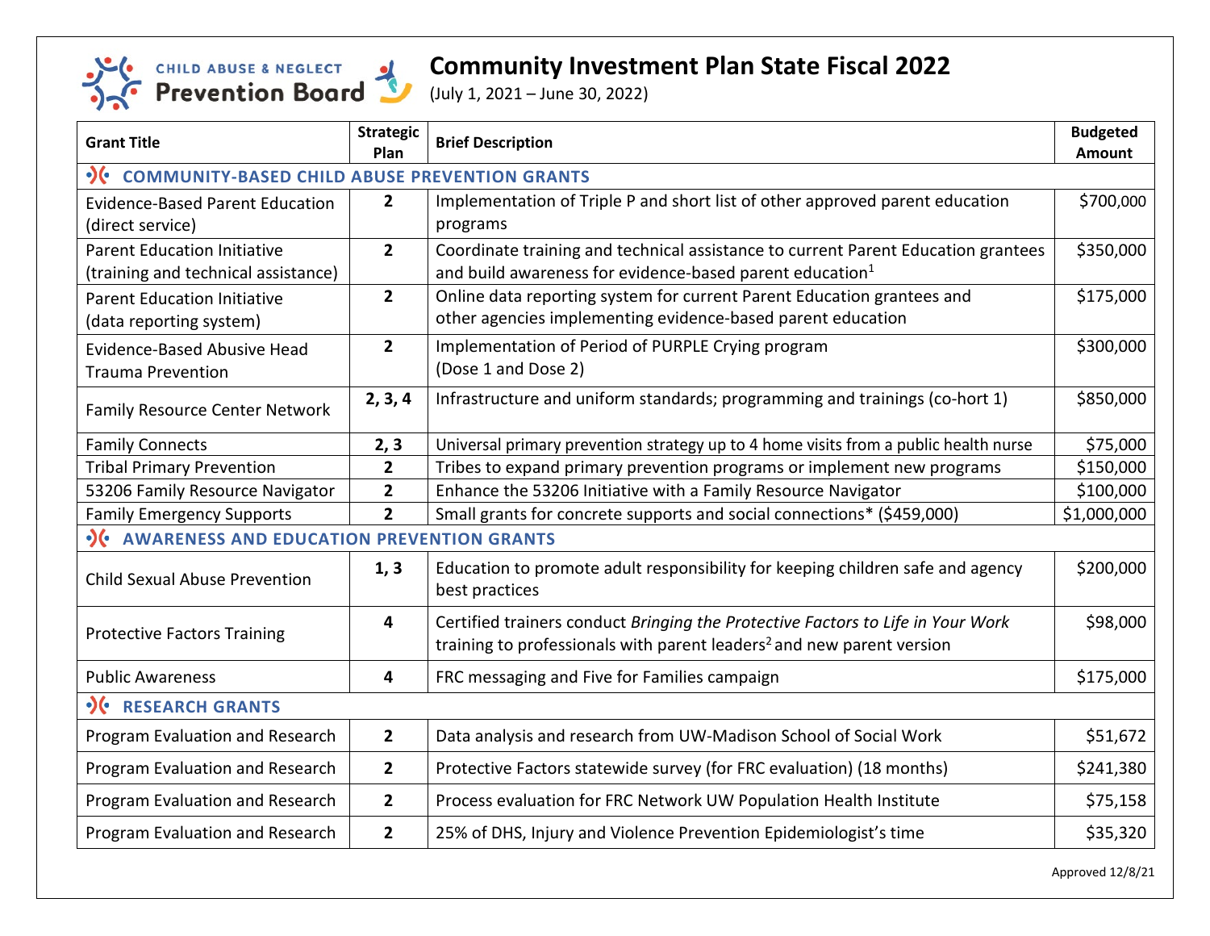CHILD ABUSE & NEGLECT
**Prevention Board**

# Community Investment Plan State Fiscal 2022

(July 1, 2021 – June 30, 2022)

| Grant Title | Strategic Plan | Brief Description | Budgeted Amount |
|---|---|---|---|
| **COMMUNITY-BASED CHILD ABUSE PREVENTION GRANTS** | | | |
| Evidence-Based Parent Education (direct service) | **2** | Implementation of Triple P and short list of other approved parent education programs | $700,000 |
| Parent Education Initiative (training and technical assistance) | **2** | Coordinate training and technical assistance to current Parent Education grantees and build awareness for evidence-based parent education[1] | $350,000 |
| Parent Education Initiative (data reporting system) | **2** | Online data reporting system for current Parent Education grantees and other agencies implementing evidence-based parent education | $175,000 |
| Evidence-Based Abusive Head Trauma Prevention | **2** | Implementation of Period of PURPLE Crying program (Dose 1 and Dose 2) | $300,000 |
| Family Resource Center Network | **2, 3, 4** | Infrastructure and uniform standards; programming and trainings (co-hort 1) | $850,000 |
| Family Connects | **2, 3** | Universal primary prevention strategy up to 4 home visits from a public health nurse | $75,000 |
| Tribal Primary Prevention | **2** | Tribes to expand primary prevention programs or implement new programs | $150,000 |
| 53206 Family Resource Navigator | **2** | Enhance the 53206 Initiative with a Family Resource Navigator | $100,000 |
| Family Emergency Supports | **2** | Small grants for concrete supports and social connections* ($459,000) | $1,000,000 |
| **AWARENESS AND EDUCATION PREVENTION GRANTS** | | | |
| Child Sexual Abuse Prevention | **1, 3** | Education to promote adult responsibility for keeping children safe and agency best practices | $200,000 |
| Protective Factors Training | **4** | Certified trainers conduct *Bringing the Protective Factors to Life in Your Work* training to professionals with parent leaders[2] and new parent version | $98,000 |
| Public Awareness | **4** | FRC messaging and Five for Families campaign | $175,000 |
| **RESEARCH GRANTS** | | | |
| Program Evaluation and Research | **2** | Data analysis and research from UW-Madison School of Social Work | $51,672 |
| Program Evaluation and Research | **2** | Protective Factors statewide survey (for FRC evaluation) (18 months) | $241,380 |
| Program Evaluation and Research | **2** | Process evaluation for FRC Network UW Population Health Institute | $75,158 |
| Program Evaluation and Research | **2** | 25% of DHS, Injury and Violence Prevention Epidemiologist's time | $35,320 |

Approved 12/8/21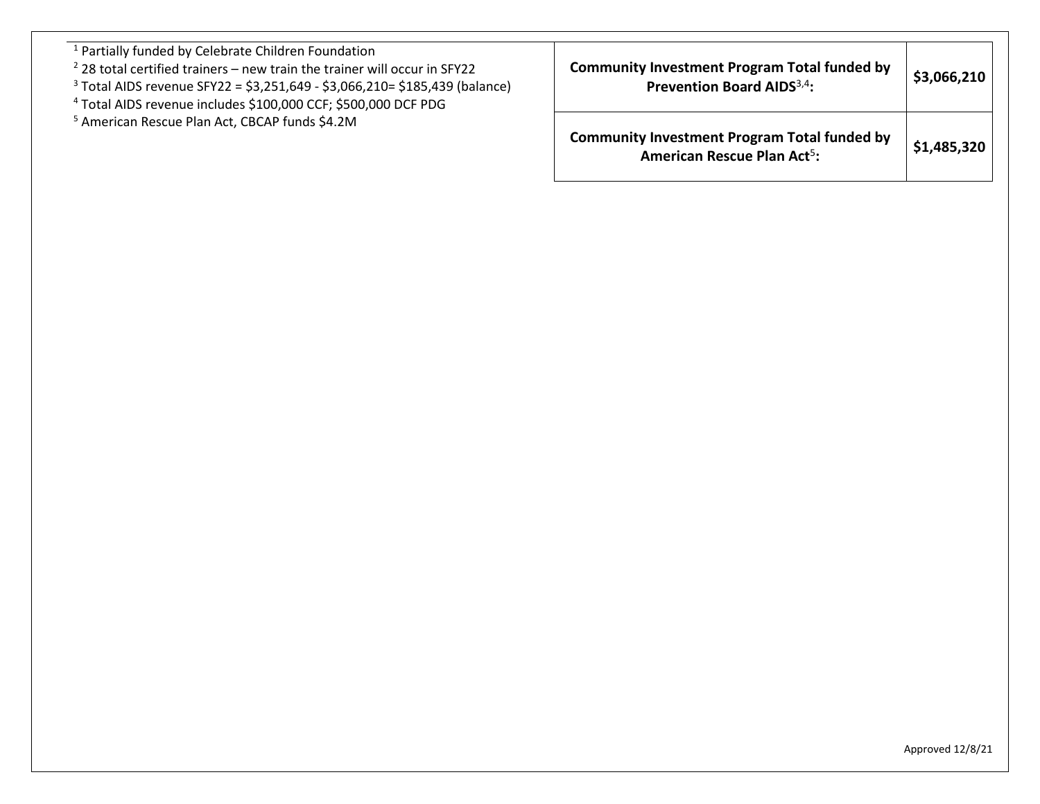[1] Partially funded by Celebrate Children Foundation
[2] 28 total certified trainers – new train the trainer will occur in SFY22
[3] Total AIDS revenue SFY22 = $3,251,649 - $3,066,210= $185,439 (balance)
[4] Total AIDS revenue includes $100,000 CCF; $500,000 DCF PDG
[5] American Rescue Plan Act, CBCAP funds $4.2M

| | |
|---|---|
| **Community Investment Program Total funded by Prevention Board AIDS[3,4]:** | **$3,066,210** |
| **Community Investment Program Total funded by American Rescue Plan Act[5]:** | **$1,485,320** |

Approved 12/8/21